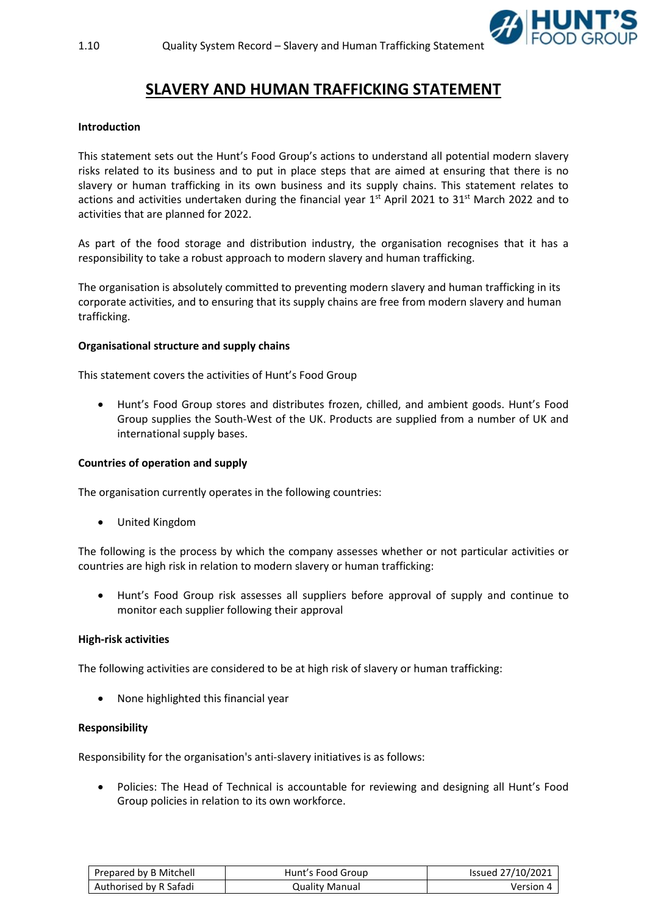# SLAVERY AND HUMAN TRAFFICKING STATEMENT

**Introduction**

This statement sets out the Hunt's Food Group's actions to understand all potential modern slavery risks related to its business and to put in place steps that are aimed at ensuring that there is no slavery or human trafficking in its own business and its supply chains. This statement relates to actions and activities undertaken during the financial year 1st April 2021 to 31st March 2022 and to activities that are planned for 2022.

As part of the food storage and distribution industry, the organisation recognises that it has a responsibility to take a robust approach to modern slavery and human trafficking.

The organisation is absolutely committed to preventing modern slavery and human trafficking in its corporate activities, and to ensuring that its supply chains are free from modern slavery and human trafficking.

**Organisational structure and supply chains**

This statement covers the activities of Hunt's Food Group

- Hunt's Food Group stores and distributes frozen, chilled, and ambient goods. Hunt's Food Group supplies the South-West of the UK. Products are supplied from a number of UK and international supply bases.

**Countries of operation and supply**

The organisation currently operates in the following countries:

- United Kingdom

The following is the process by which the company assesses whether or not particular activities or countries are high risk in relation to modern slavery or human trafficking:

- Hunt's Food Group risk assesses all suppliers before approval of supply and continue to monitor each supplier following their approval

**High-risk activities**

The following activities are considered to be at high risk of slavery or human trafficking:

- None highlighted this financial year

**Responsibility**

Responsibility for the organisation's anti-slavery initiatives is as follows:

- Policies: The Head of Technical is accountable for reviewing and designing all Hunt's Food Group policies in relation to its own workforce.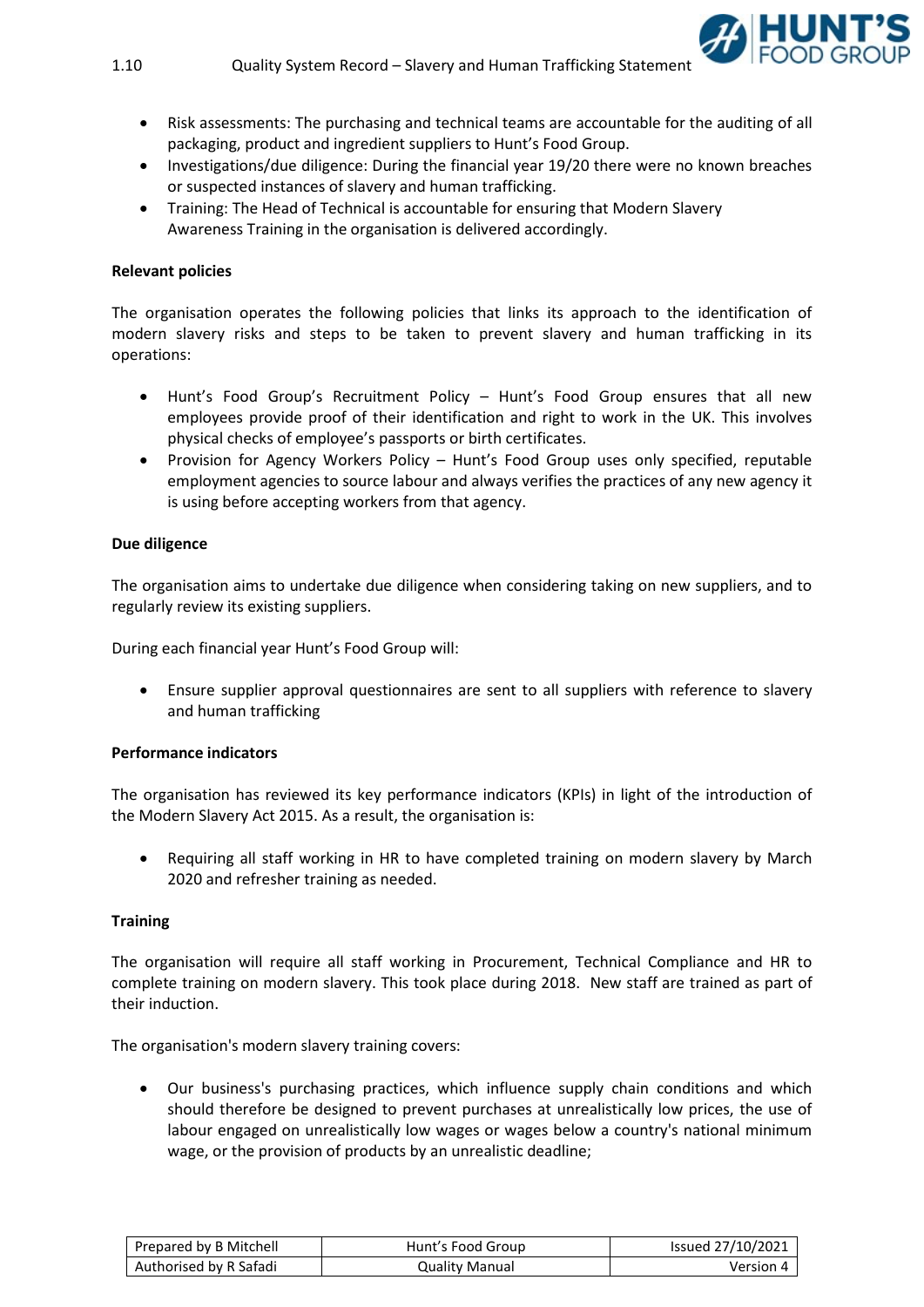- Risk assessments: The purchasing and technical teams are accountable for the auditing of all packaging, product and ingredient suppliers to Hunt's Food Group.
- Investigations/due diligence: During the financial year 19/20 there were no known breaches or suspected instances of slavery and human trafficking.
- Training: The Head of Technical is accountable for ensuring that Modern Slavery Awareness Training in the organisation is delivered accordingly.

**Relevant policies**

The organisation operates the following policies that links its approach to the identification of modern slavery risks and steps to be taken to prevent slavery and human trafficking in its operations:

- Hunt's Food Group's Recruitment Policy – Hunt's Food Group ensures that all new employees provide proof of their identification and right to work in the UK. This involves physical checks of employee's passports or birth certificates.
- Provision for Agency Workers Policy – Hunt's Food Group uses only specified, reputable employment agencies to source labour and always verifies the practices of any new agency it is using before accepting workers from that agency.

**Due diligence**

The organisation aims to undertake due diligence when considering taking on new suppliers, and to regularly review its existing suppliers.

During each financial year Hunt's Food Group will:

- Ensure supplier approval questionnaires are sent to all suppliers with reference to slavery and human trafficking

**Performance indicators**

The organisation has reviewed its key performance indicators (KPIs) in light of the introduction of the Modern Slavery Act 2015. As a result, the organisation is:

- Requiring all staff working in HR to have completed training on modern slavery by March 2020 and refresher training as needed.

**Training**

The organisation will require all staff working in Procurement, Technical Compliance and HR to complete training on modern slavery. This took place during 2018. New staff are trained as part of their induction.

The organisation's modern slavery training covers:

- Our business's purchasing practices, which influence supply chain conditions and which should therefore be designed to prevent purchases at unrealistically low prices, the use of labour engaged on unrealistically low wages or wages below a country's national minimum wage, or the provision of products by an unrealistic deadline;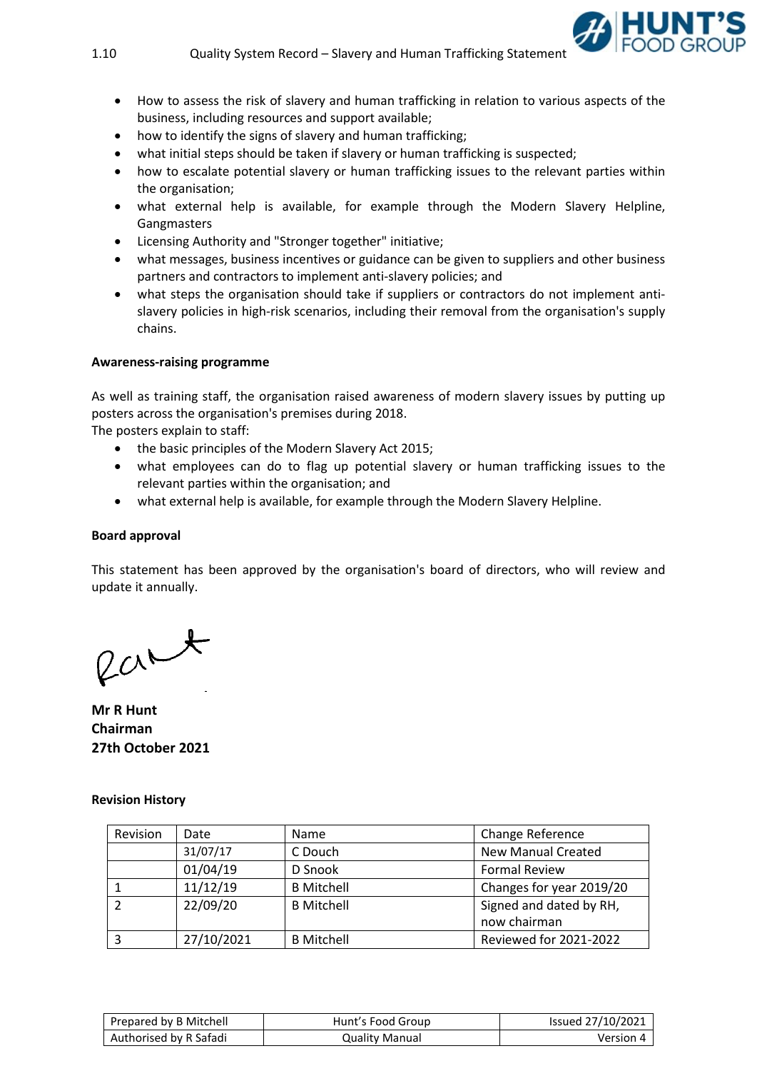- How to assess the risk of slavery and human trafficking in relation to various aspects of the business, including resources and support available;
- how to identify the signs of slavery and human trafficking;
- what initial steps should be taken if slavery or human trafficking is suspected;
- how to escalate potential slavery or human trafficking issues to the relevant parties within the organisation;
- what external help is available, for example through the Modern Slavery Helpline, Gangmasters
- Licensing Authority and "Stronger together" initiative;
- what messages, business incentives or guidance can be given to suppliers and other business partners and contractors to implement anti-slavery policies; and
- what steps the organisation should take if suppliers or contractors do not implement anti-slavery policies in high-risk scenarios, including their removal from the organisation's supply chains.

**Awareness-raising programme**

As well as training staff, the organisation raised awareness of modern slavery issues by putting up posters across the organisation's premises during 2018.
The posters explain to staff:

- the basic principles of the Modern Slavery Act 2015;
- what employees can do to flag up potential slavery or human trafficking issues to the relevant parties within the organisation; and
- what external help is available, for example through the Modern Slavery Helpline.

**Board approval**

This statement has been approved by the organisation's board of directors, who will review and update it annually.

**Mr R Hunt**
**Chairman**
**27th October 2021**

**Revision History**

| Revision | Date | Name | Change Reference |
|---|---|---|---|
| | 31/07/17 | C Douch | New Manual Created |
| | 01/04/19 | D Snook | Formal Review |
| 1 | 11/12/19 | B Mitchell | Changes for year 2019/20 |
| 2 | 22/09/20 | B Mitchell | Signed and dated by RH, now chairman |
| 3 | 27/10/2021 | B Mitchell | Reviewed for 2021-2022 |